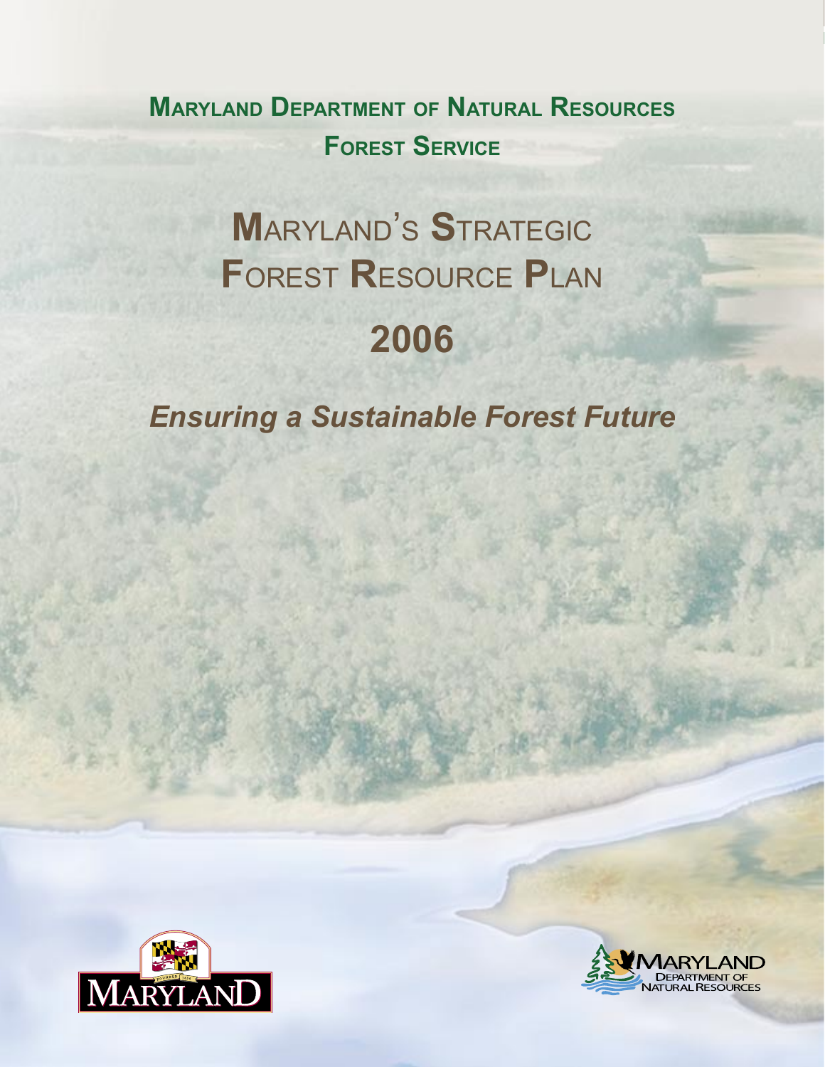**Maryland Department of Natural Resources**

**Forest Service**

# Maryland's Strategic Forest Resource Plan

# 2006

***Ensuring a Sustainable Forest Future***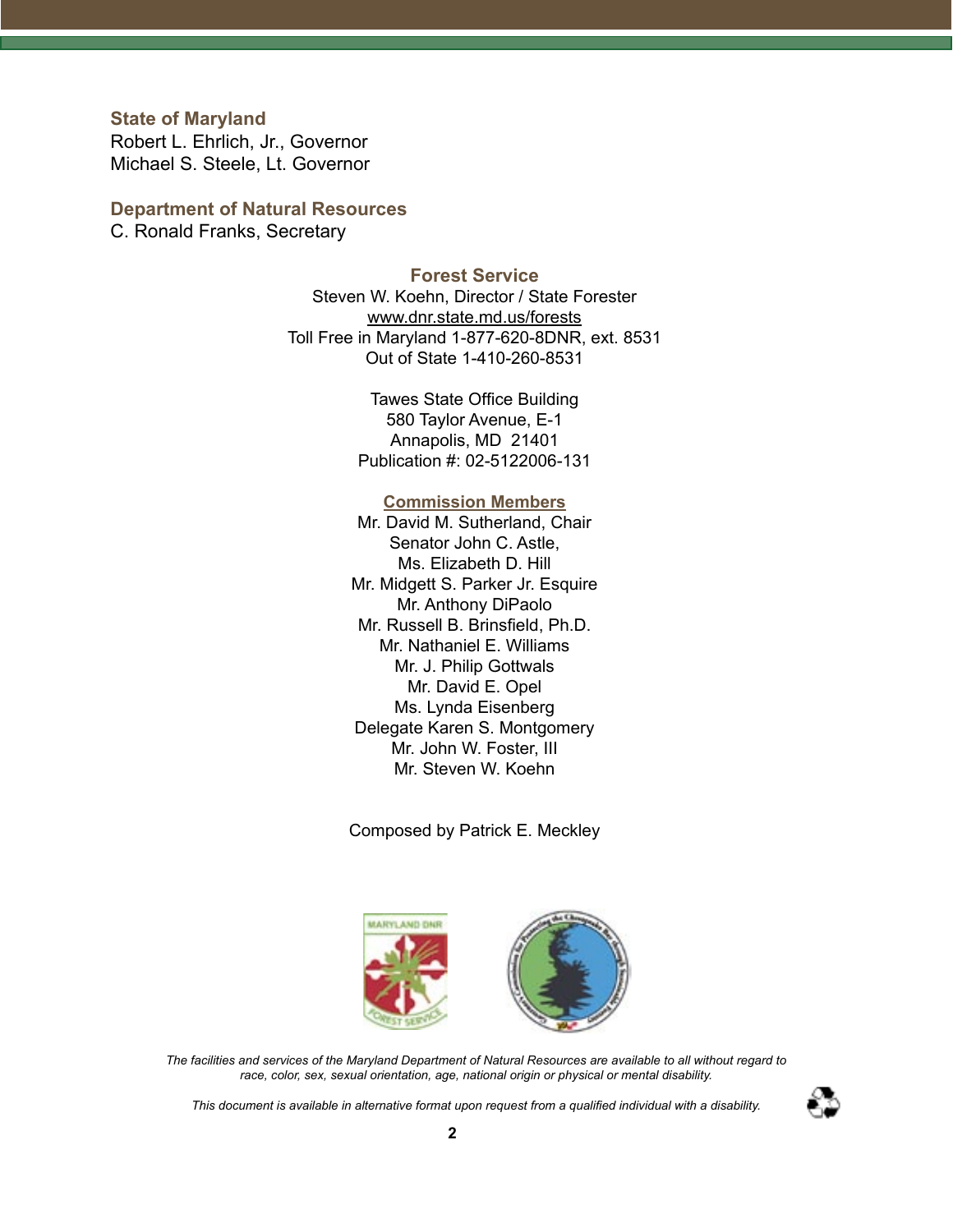**State of Maryland**
Robert L. Ehrlich, Jr., Governor
Michael S. Steele, Lt. Governor

**Department of Natural Resources**
C. Ronald Franks, Secretary

**Forest Service**
Steven W. Koehn, Director / State Forester
www.dnr.state.md.us/forests
Toll Free in Maryland 1-877-620-8DNR, ext. 8531
Out of State 1-410-260-8531

Tawes State Office Building
580 Taylor Avenue, E-1
Annapolis, MD 21401
Publication #: 02-5122006-131

**Commission Members**
Mr. David M. Sutherland, Chair
Senator John C. Astle,
Ms. Elizabeth D. Hill
Mr. Midgett S. Parker Jr. Esquire
Mr. Anthony DiPaolo
Mr. Russell B. Brinsfield, Ph.D.
Mr. Nathaniel E. Williams
Mr. J. Philip Gottwals
Mr. David E. Opel
Ms. Lynda Eisenberg
Delegate Karen S. Montgomery
Mr. John W. Foster, III
Mr. Steven W. Koehn

Composed by Patrick E. Meckley

*The facilities and services of the Maryland Department of Natural Resources are available to all without regard to race, color, sex, sexual orientation, age, national origin or physical or mental disability.*

*This document is available in alternative format upon request from a qualified individual with a disability.*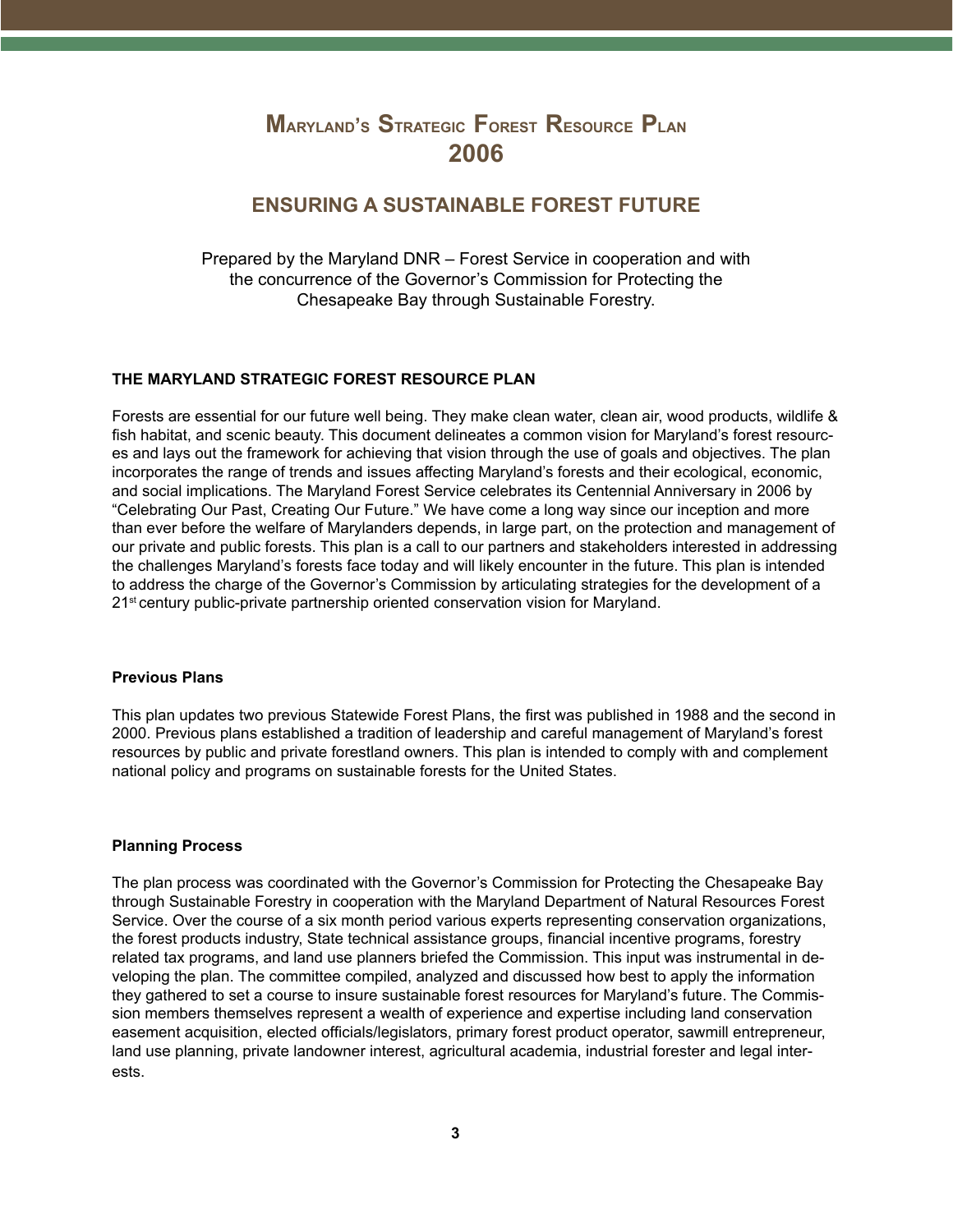# Maryland's Strategic Forest Resource Plan 2006

## ENSURING A SUSTAINABLE FOREST FUTURE

Prepared by the Maryland DNR – Forest Service in cooperation and with the concurrence of the Governor's Commission for Protecting the Chesapeake Bay through Sustainable Forestry.

### THE MARYLAND STRATEGIC FOREST RESOURCE PLAN

Forests are essential for our future well being. They make clean water, clean air, wood products, wildlife & fish habitat, and scenic beauty. This document delineates a common vision for Maryland's forest resources and lays out the framework for achieving that vision through the use of goals and objectives. The plan incorporates the range of trends and issues affecting Maryland's forests and their ecological, economic, and social implications. The Maryland Forest Service celebrates its Centennial Anniversary in 2006 by "Celebrating Our Past, Creating Our Future." We have come a long way since our inception and more than ever before the welfare of Marylanders depends, in large part, on the protection and management of our private and public forests. This plan is a call to our partners and stakeholders interested in addressing the challenges Maryland's forests face today and will likely encounter in the future. This plan is intended to address the charge of the Governor's Commission by articulating strategies for the development of a 21st century public-private partnership oriented conservation vision for Maryland.

### Previous Plans

This plan updates two previous Statewide Forest Plans, the first was published in 1988 and the second in 2000. Previous plans established a tradition of leadership and careful management of Maryland's forest resources by public and private forestland owners. This plan is intended to comply with and complement national policy and programs on sustainable forests for the United States.

### Planning Process

The plan process was coordinated with the Governor's Commission for Protecting the Chesapeake Bay through Sustainable Forestry in cooperation with the Maryland Department of Natural Resources Forest Service. Over the course of a six month period various experts representing conservation organizations, the forest products industry, State technical assistance groups, financial incentive programs, forestry related tax programs, and land use planners briefed the Commission. This input was instrumental in developing the plan. The committee compiled, analyzed and discussed how best to apply the information they gathered to set a course to insure sustainable forest resources for Maryland's future. The Commission members themselves represent a wealth of experience and expertise including land conservation easement acquisition, elected officials/legislators, primary forest product operator, sawmill entrepreneur, land use planning, private landowner interest, agricultural academia, industrial forester and legal interests.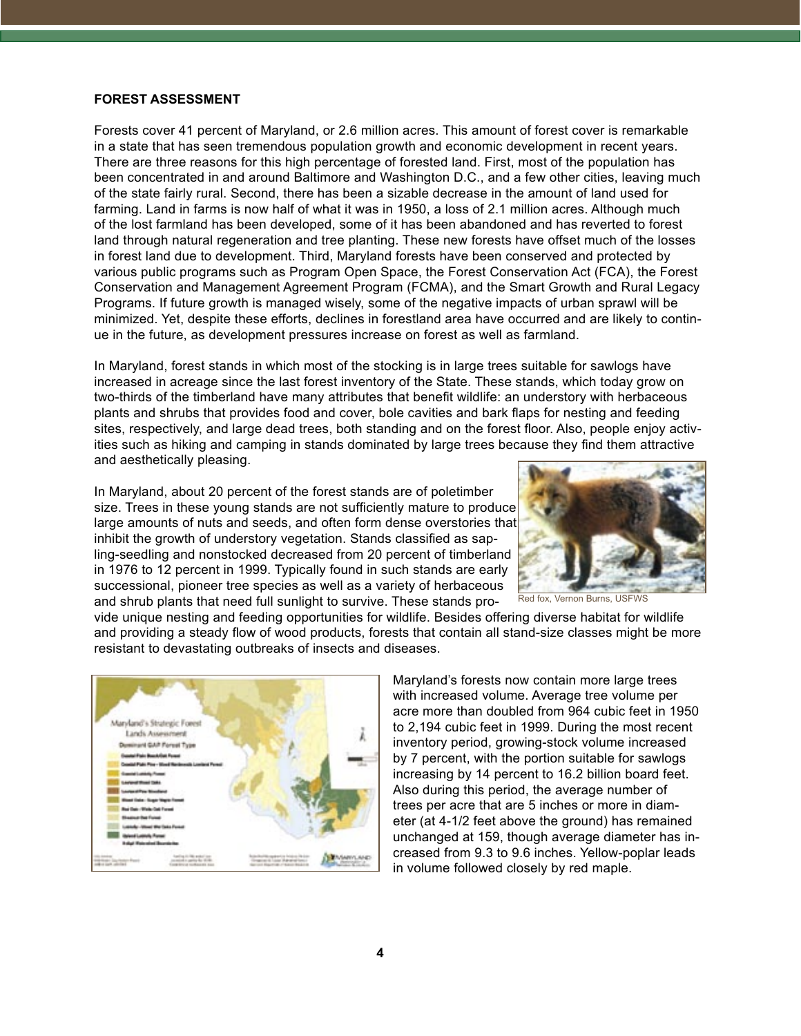**FOREST ASSESSMENT**

Forests cover 41 percent of Maryland, or 2.6 million acres. This amount of forest cover is remarkable in a state that has seen tremendous population growth and economic development in recent years. There are three reasons for this high percentage of forested land. First, most of the population has been concentrated in and around Baltimore and Washington D.C., and a few other cities, leaving much of the state fairly rural. Second, there has been a sizable decrease in the amount of land used for farming. Land in farms is now half of what it was in 1950, a loss of 2.1 million acres. Although much of the lost farmland has been developed, some of it has been abandoned and has reverted to forest land through natural regeneration and tree planting. These new forests have offset much of the losses in forest land due to development. Third, Maryland forests have been conserved and protected by various public programs such as Program Open Space, the Forest Conservation Act (FCA), the Forest Conservation and Management Agreement Program (FCMA), and the Smart Growth and Rural Legacy Programs. If future growth is managed wisely, some of the negative impacts of urban sprawl will be minimized. Yet, despite these efforts, declines in forestland area have occurred and are likely to continue in the future, as development pressures increase on forest as well as farmland.

In Maryland, forest stands in which most of the stocking is in large trees suitable for sawlogs have increased in acreage since the last forest inventory of the State. These stands, which today grow on two-thirds of the timberland have many attributes that benefit wildlife: an understory with herbaceous plants and shrubs that provides food and cover, bole cavities and bark flaps for nesting and feeding sites, respectively, and large dead trees, both standing and on the forest floor. Also, people enjoy activities such as hiking and camping in stands dominated by large trees because they find them attractive and aesthetically pleasing.

In Maryland, about 20 percent of the forest stands are of poletimber size. Trees in these young stands are not sufficiently mature to produce large amounts of nuts and seeds, and often form dense overstories that inhibit the growth of understory vegetation. Stands classified as sapling-seedling and nonstocked decreased from 20 percent of timberland in 1976 to 12 percent in 1999. Typically found in such stands are early successional, pioneer tree species as well as a variety of herbaceous and shrub plants that need full sunlight to survive. These stands provide unique nesting and feeding opportunities for wildlife. Besides offering diverse habitat for wildlife and providing a steady flow of wood products, forests that contain all stand-size classes might be more resistant to devastating outbreaks of insects and diseases.

Red fox, Vernon Burns, USFWS

Maryland's forests now contain more large trees with increased volume. Average tree volume per acre more than doubled from 964 cubic feet in 1950 to 2,194 cubic feet in 1999. During the most recent inventory period, growing-stock volume increased by 7 percent, with the portion suitable for sawlogs increasing by 14 percent to 16.2 billion board feet. Also during this period, the average number of trees per acre that are 5 inches or more in diameter (at 4-1/2 feet above the ground) has remained unchanged at 159, though average diameter has increased from 9.3 to 9.6 inches. Yellow-poplar leads in volume followed closely by red maple.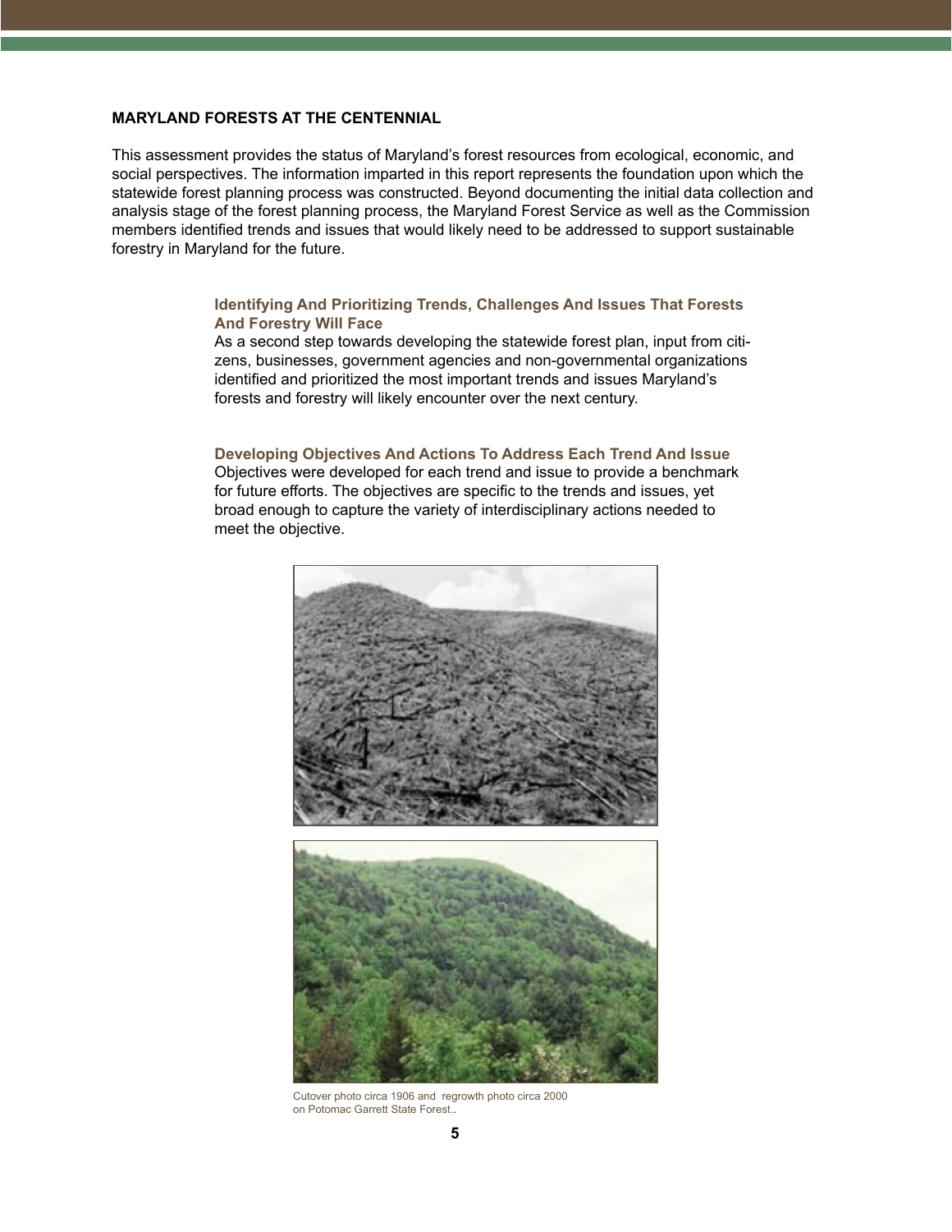## MARYLAND FORESTS AT THE CENTENNIAL

This assessment provides the status of Maryland's forest resources from ecological, economic, and social perspectives. The information imparted in this report represents the foundation upon which the statewide forest planning process was constructed. Beyond documenting the initial data collection and analysis stage of the forest planning process, the Maryland Forest Service as well as the Commission members identified trends and issues that would likely need to be addressed to support sustainable forestry in Maryland for the future.

### Identifying And Prioritizing Trends, Challenges And Issues That Forests And Forestry Will Face

As a second step towards developing the statewide forest plan, input from citizens, businesses, government agencies and non-governmental organizations identified and prioritized the most important trends and issues Maryland's forests and forestry will likely encounter over the next century.

### Developing Objectives And Actions To Address Each Trend And Issue

Objectives were developed for each trend and issue to provide a benchmark for future efforts. The objectives are specific to the trends and issues, yet broad enough to capture the variety of interdisciplinary actions needed to meet the objective.

Cutover photo circa 1906 and regrowth photo circa 2000 on Potomac Garrett State Forest..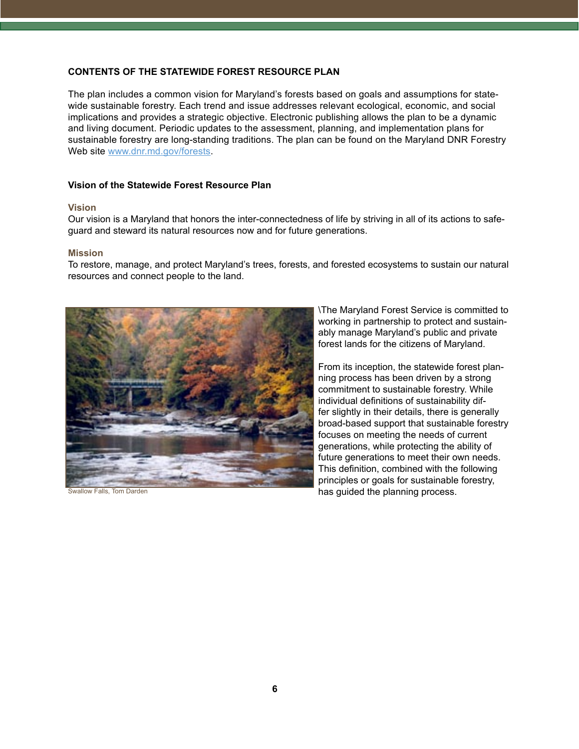**CONTENTS OF THE STATEWIDE FOREST RESOURCE PLAN**

The plan includes a common vision for Maryland's forests based on goals and assumptions for statewide sustainable forestry. Each trend and issue addresses relevant ecological, economic, and social implications and provides a strategic objective. Electronic publishing allows the plan to be a dynamic and living document. Periodic updates to the assessment, planning, and implementation plans for sustainable forestry are long-standing traditions. The plan can be found on the Maryland DNR Forestry Web site www.dnr.md.gov/forests.

**Vision of the Statewide Forest Resource Plan**

**Vision**

Our vision is a Maryland that honors the inter-connectedness of life by striving in all of its actions to safeguard and steward its natural resources now and for future generations.

**Mission**

To restore, manage, and protect Maryland's trees, forests, and forested ecosystems to sustain our natural resources and connect people to the land.

Swallow Falls, Tom Darden

\The Maryland Forest Service is committed to working in partnership to protect and sustainably manage Maryland's public and private forest lands for the citizens of Maryland.

From its inception, the statewide forest planning process has been driven by a strong commitment to sustainable forestry. While individual definitions of sustainability differ slightly in their details, there is generally broad-based support that sustainable forestry focuses on meeting the needs of current generations, while protecting the ability of future generations to meet their own needs. This definition, combined with the following principles or goals for sustainable forestry, has guided the planning process.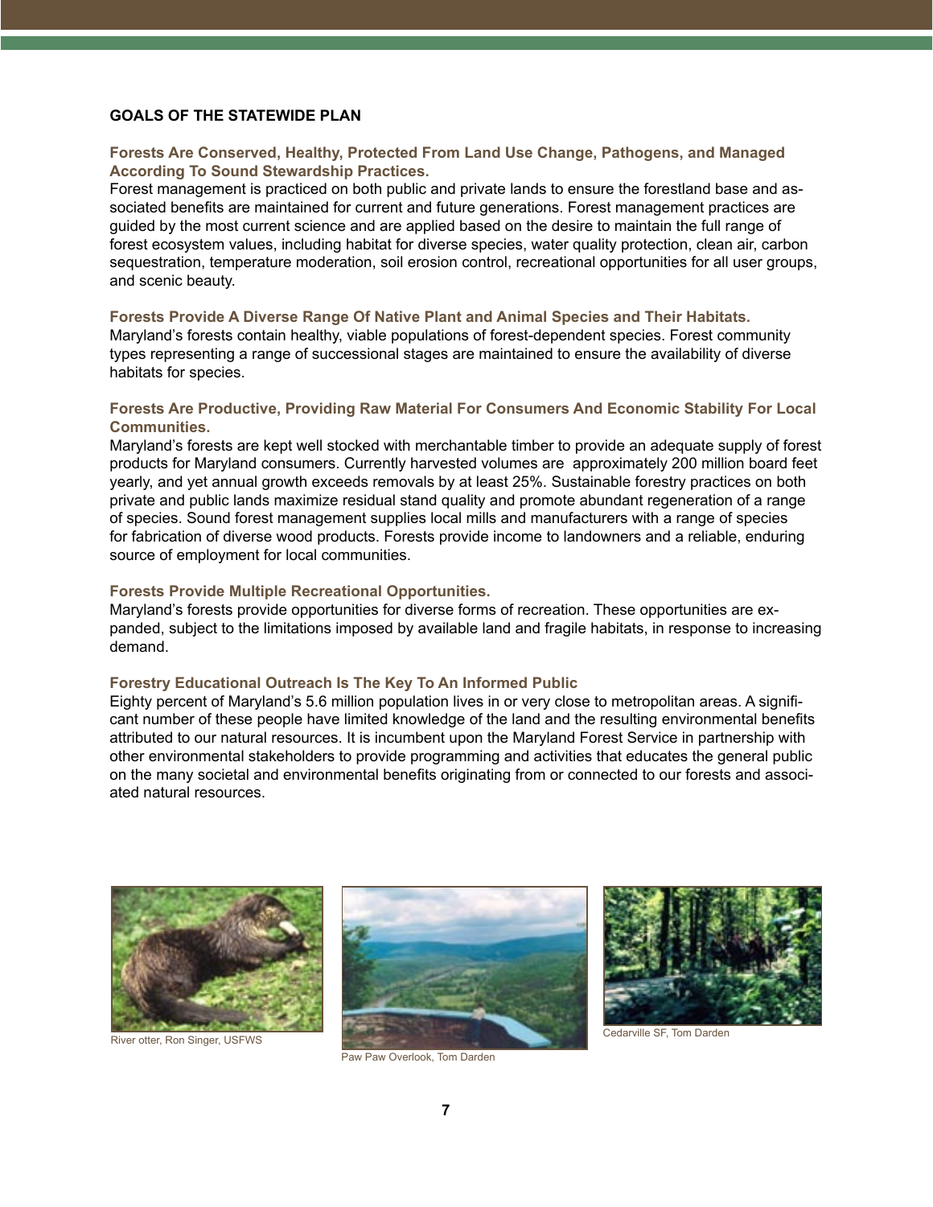## GOALS OF THE STATEWIDE PLAN

### Forests Are Conserved, Healthy, Protected From Land Use Change, Pathogens, and Managed According To Sound Stewardship Practices.

Forest management is practiced on both public and private lands to ensure the forestland base and associated benefits are maintained for current and future generations. Forest management practices are guided by the most current science and are applied based on the desire to maintain the full range of forest ecosystem values, including habitat for diverse species, water quality protection, clean air, carbon sequestration, temperature moderation, soil erosion control, recreational opportunities for all user groups, and scenic beauty.

### Forests Provide A Diverse Range Of Native Plant and Animal Species and Their Habitats.

Maryland's forests contain healthy, viable populations of forest-dependent species. Forest community types representing a range of successional stages are maintained to ensure the availability of diverse habitats for species.

### Forests Are Productive, Providing Raw Material For Consumers And Economic Stability For Local Communities.

Maryland's forests are kept well stocked with merchantable timber to provide an adequate supply of forest products for Maryland consumers. Currently harvested volumes are approximately 200 million board feet yearly, and yet annual growth exceeds removals by at least 25%. Sustainable forestry practices on both private and public lands maximize residual stand quality and promote abundant regeneration of a range of species. Sound forest management supplies local mills and manufacturers with a range of species for fabrication of diverse wood products. Forests provide income to landowners and a reliable, enduring source of employment for local communities.

### Forests Provide Multiple Recreational Opportunities.

Maryland's forests provide opportunities for diverse forms of recreation. These opportunities are expanded, subject to the limitations imposed by available land and fragile habitats, in response to increasing demand.

### Forestry Educational Outreach Is The Key To An Informed Public

Eighty percent of Maryland's 5.6 million population lives in or very close to metropolitan areas. A significant number of these people have limited knowledge of the land and the resulting environmental benefits attributed to our natural resources. It is incumbent upon the Maryland Forest Service in partnership with other environmental stakeholders to provide programming and activities that educates the general public on the many societal and environmental benefits originating from or connected to our forests and associated natural resources.

River otter, Ron Singer, USFWS

Paw Paw Overlook, Tom Darden

Cedarville SF, Tom Darden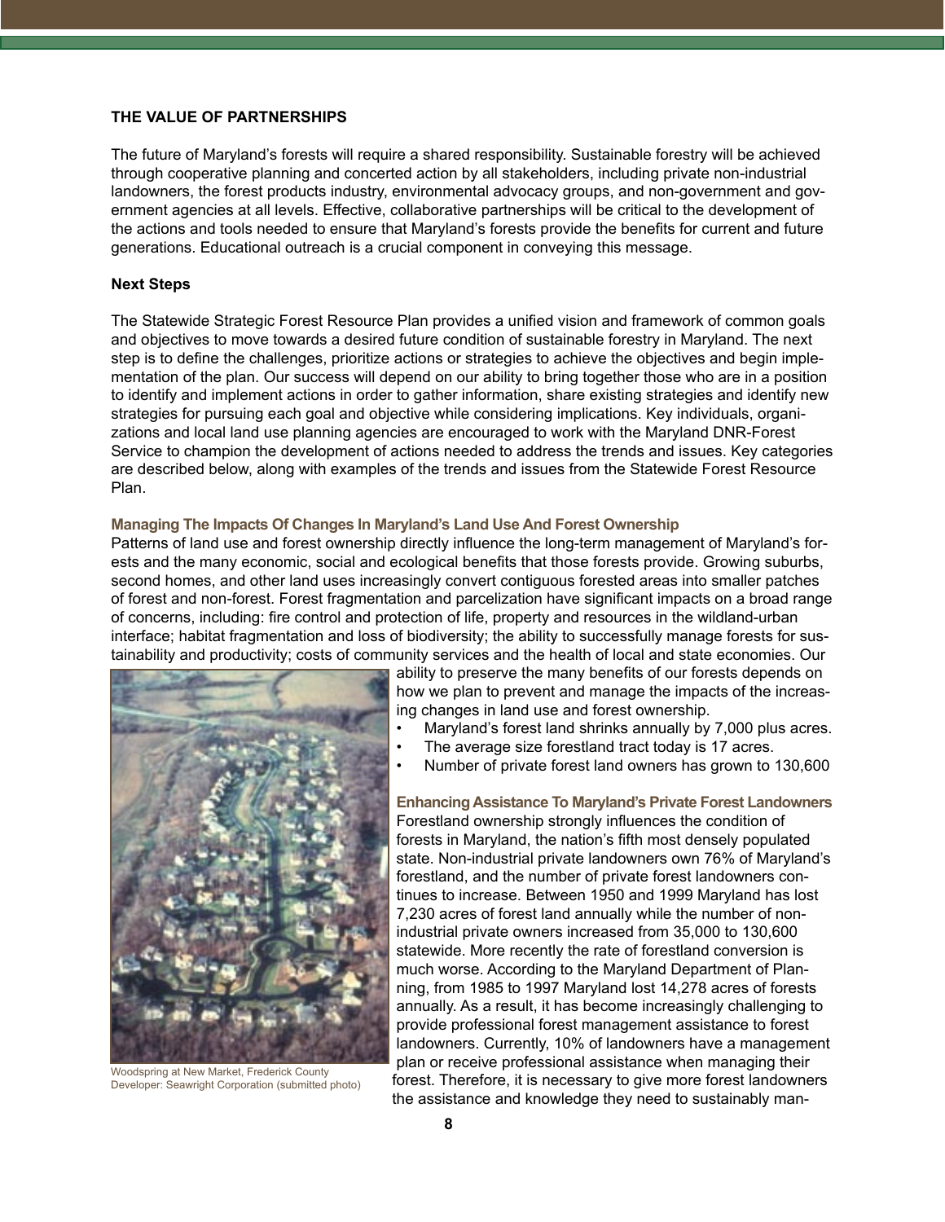### THE VALUE OF PARTNERSHIPS

The future of Maryland's forests will require a shared responsibility. Sustainable forestry will be achieved through cooperative planning and concerted action by all stakeholders, including private non-industrial landowners, the forest products industry, environmental advocacy groups, and non-government and government agencies at all levels. Effective, collaborative partnerships will be critical to the development of the actions and tools needed to ensure that Maryland's forests provide the benefits for current and future generations. Educational outreach is a crucial component in conveying this message.

#### Next Steps

The Statewide Strategic Forest Resource Plan provides a unified vision and framework of common goals and objectives to move towards a desired future condition of sustainable forestry in Maryland. The next step is to define the challenges, prioritize actions or strategies to achieve the objectives and begin implementation of the plan. Our success will depend on our ability to bring together those who are in a position to identify and implement actions in order to gather information, share existing strategies and identify new strategies for pursuing each goal and objective while considering implications. Key individuals, organizations and local land use planning agencies are encouraged to work with the Maryland DNR-Forest Service to champion the development of actions needed to address the trends and issues. Key categories are described below, along with examples of the trends and issues from the Statewide Forest Resource Plan.

#### Managing The Impacts Of Changes In Maryland's Land Use And Forest Ownership

Patterns of land use and forest ownership directly influence the long-term management of Maryland's forests and the many economic, social and ecological benefits that those forests provide. Growing suburbs, second homes, and other land uses increasingly convert contiguous forested areas into smaller patches of forest and non-forest. Forest fragmentation and parcelization have significant impacts on a broad range of concerns, including: fire control and protection of life, property and resources in the wildland-urban interface; habitat fragmentation and loss of biodiversity; the ability to successfully manage forests for sustainability and productivity; costs of community services and the health of local and state economies. Our ability to preserve the many benefits of our forests depends on how we plan to prevent and manage the impacts of the increasing changes in land use and forest ownership.

- Maryland's forest land shrinks annually by 7,000 plus acres.
- The average size forestland tract today is 17 acres.
- Number of private forest land owners has grown to 130,600

Woodspring at New Market, Frederick County
Developer: Seawright Corporation (submitted photo)

#### Enhancing Assistance To Maryland's Private Forest Landowners

Forestland ownership strongly influences the condition of forests in Maryland, the nation's fifth most densely populated state. Non-industrial private landowners own 76% of Maryland's forestland, and the number of private forest landowners continues to increase. Between 1950 and 1999 Maryland has lost 7,230 acres of forest land annually while the number of non-industrial private owners increased from 35,000 to 130,600 statewide. More recently the rate of forestland conversion is much worse. According to the Maryland Department of Planning, from 1985 to 1997 Maryland lost 14,278 acres of forests annually. As a result, it has become increasingly challenging to provide professional forest management assistance to forest landowners. Currently, 10% of landowners have a management plan or receive professional assistance when managing their forest. Therefore, it is necessary to give more forest landowners the assistance and knowledge they need to sustainably man-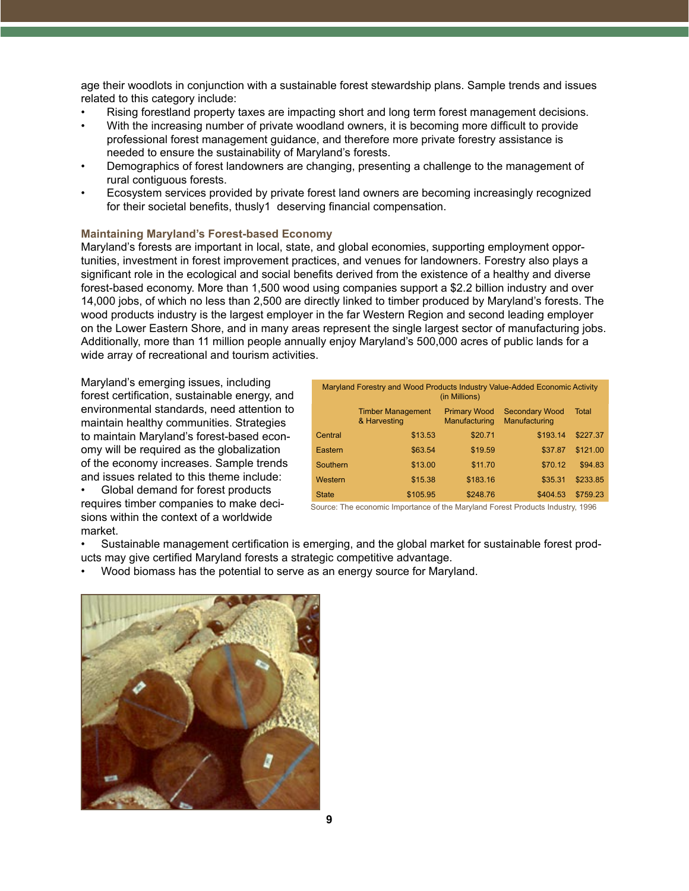age their woodlots in conjunction with a sustainable forest stewardship plans. Sample trends and issues related to this category include:

- Rising forestland property taxes are impacting short and long term forest management decisions.
- With the increasing number of private woodland owners, it is becoming more difficult to provide professional forest management guidance, and therefore more private forestry assistance is needed to ensure the sustainability of Maryland's forests.
- Demographics of forest landowners are changing, presenting a challenge to the management of rural contiguous forests.
- Ecosystem services provided by private forest land owners are becoming increasingly recognized for their societal benefits, thusly1 deserving financial compensation.

### Maintaining Maryland's Forest-based Economy

Maryland's forests are important in local, state, and global economies, supporting employment opportunities, investment in forest improvement practices, and venues for landowners. Forestry also plays a significant role in the ecological and social benefits derived from the existence of a healthy and diverse forest-based economy. More than 1,500 wood using companies support a $2.2 billion industry and over 14,000 jobs, of which no less than 2,500 are directly linked to timber produced by Maryland's forests. The wood products industry is the largest employer in the far Western Region and second leading employer on the Lower Eastern Shore, and in many areas represent the single largest sector of manufacturing jobs. Additionally, more than 11 million people annually enjoy Maryland's 500,000 acres of public lands for a wide array of recreational and tourism activities.

Maryland's emerging issues, including forest certification, sustainable energy, and environmental standards, need attention to maintain healthy communities. Strategies to maintain Maryland's forest-based economy will be required as the globalization of the economy increases. Sample trends and issues related to this theme include:

- Global demand for forest products requires timber companies to make decisions within the context of a worldwide market.
- Sustainable management certification is emerging, and the global market for sustainable forest products may give certified Maryland forests a strategic competitive advantage.
- Wood biomass has the potential to serve as an energy source for Maryland.

Maryland Forestry and Wood Products Industry Value-Added Economic Activity (in Millions)

| | Timber Management & Harvesting | Primary Wood Manufacturing | Secondary Wood Manufacturing | Total |
|---|---|---|---|---|
| Central | $13.53 | $20.71 | $193.14 | $227.37 |
| Eastern | $63.54 | $19.59 | $37.87 | $121.00 |
| Southern | $13.00 | $11.70 | $70.12 | $94.83 |
| Western | $15.38 | $183.16 | $35.31 | $233.85 |
| State | $105.95 | $248.76 | $404.53 | $759.23 |

Source: The economic Importance of the Maryland Forest Products Industry, 1996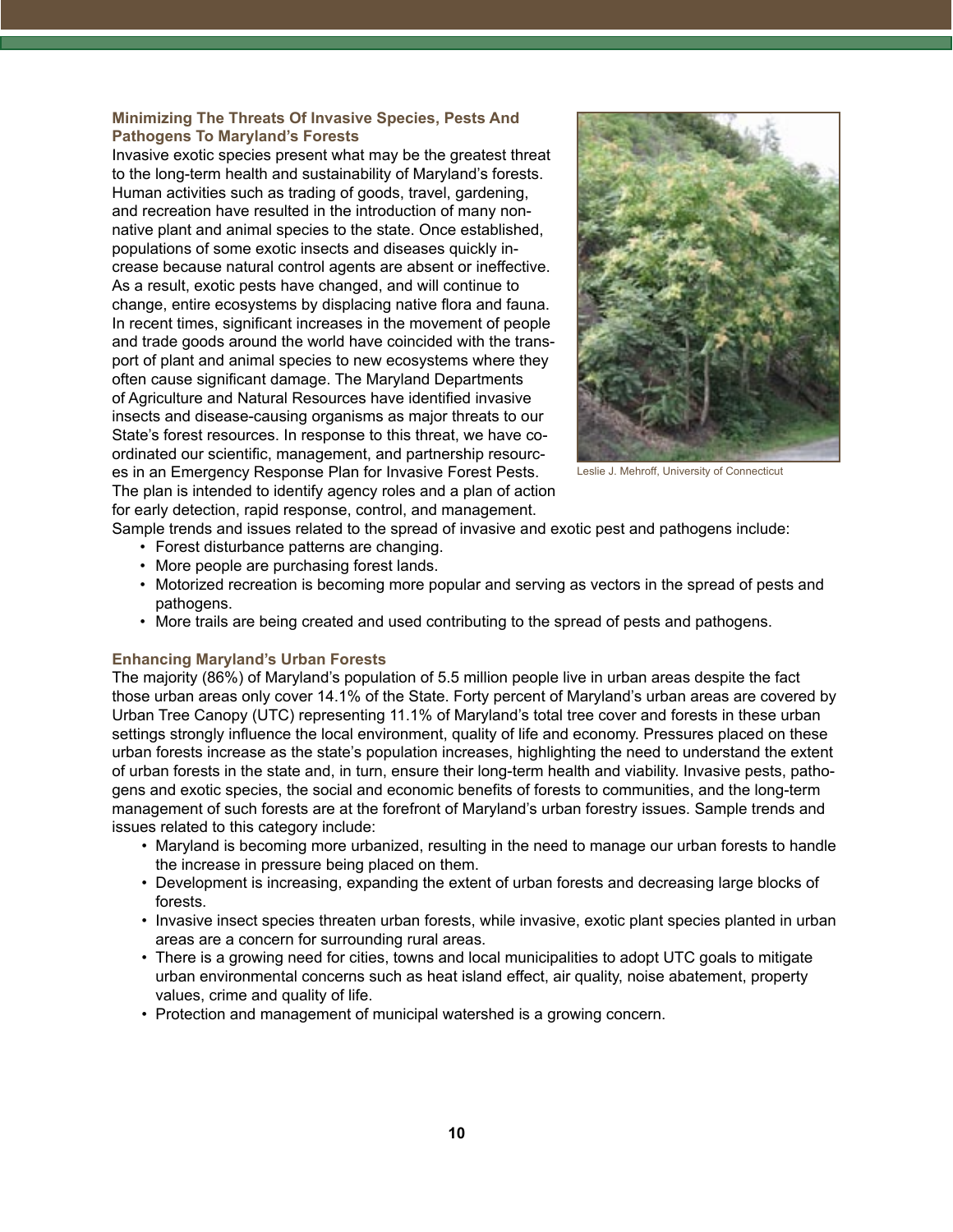### Minimizing The Threats Of Invasive Species, Pests And Pathogens To Maryland's Forests

Invasive exotic species present what may be the greatest threat to the long-term health and sustainability of Maryland's forests. Human activities such as trading of goods, travel, gardening, and recreation have resulted in the introduction of many non-native plant and animal species to the state. Once established, populations of some exotic insects and diseases quickly increase because natural control agents are absent or ineffective. As a result, exotic pests have changed, and will continue to change, entire ecosystems by displacing native flora and fauna. In recent times, significant increases in the movement of people and trade goods around the world have coincided with the transport of plant and animal species to new ecosystems where they often cause significant damage. The Maryland Departments of Agriculture and Natural Resources have identified invasive insects and disease-causing organisms as major threats to our State's forest resources. In response to this threat, we have coordinated our scientific, management, and partnership resources in an Emergency Response Plan for Invasive Forest Pests. The plan is intended to identify agency roles and a plan of action for early detection, rapid response, control, and management.

Leslie J. Mehroff, University of Connecticut

Sample trends and issues related to the spread of invasive and exotic pest and pathogens include:

- Forest disturbance patterns are changing.
- More people are purchasing forest lands.
- Motorized recreation is becoming more popular and serving as vectors in the spread of pests and pathogens.
- More trails are being created and used contributing to the spread of pests and pathogens.

### Enhancing Maryland's Urban Forests

The majority (86%) of Maryland's population of 5.5 million people live in urban areas despite the fact those urban areas only cover 14.1% of the State. Forty percent of Maryland's urban areas are covered by Urban Tree Canopy (UTC) representing 11.1% of Maryland's total tree cover and forests in these urban settings strongly influence the local environment, quality of life and economy. Pressures placed on these urban forests increase as the state's population increases, highlighting the need to understand the extent of urban forests in the state and, in turn, ensure their long-term health and viability. Invasive pests, pathogens and exotic species, the social and economic benefits of forests to communities, and the long-term management of such forests are at the forefront of Maryland's urban forestry issues. Sample trends and issues related to this category include:

- Maryland is becoming more urbanized, resulting in the need to manage our urban forests to handle the increase in pressure being placed on them.
- Development is increasing, expanding the extent of urban forests and decreasing large blocks of forests.
- Invasive insect species threaten urban forests, while invasive, exotic plant species planted in urban areas are a concern for surrounding rural areas.
- There is a growing need for cities, towns and local municipalities to adopt UTC goals to mitigate urban environmental concerns such as heat island effect, air quality, noise abatement, property values, crime and quality of life.
- Protection and management of municipal watershed is a growing concern.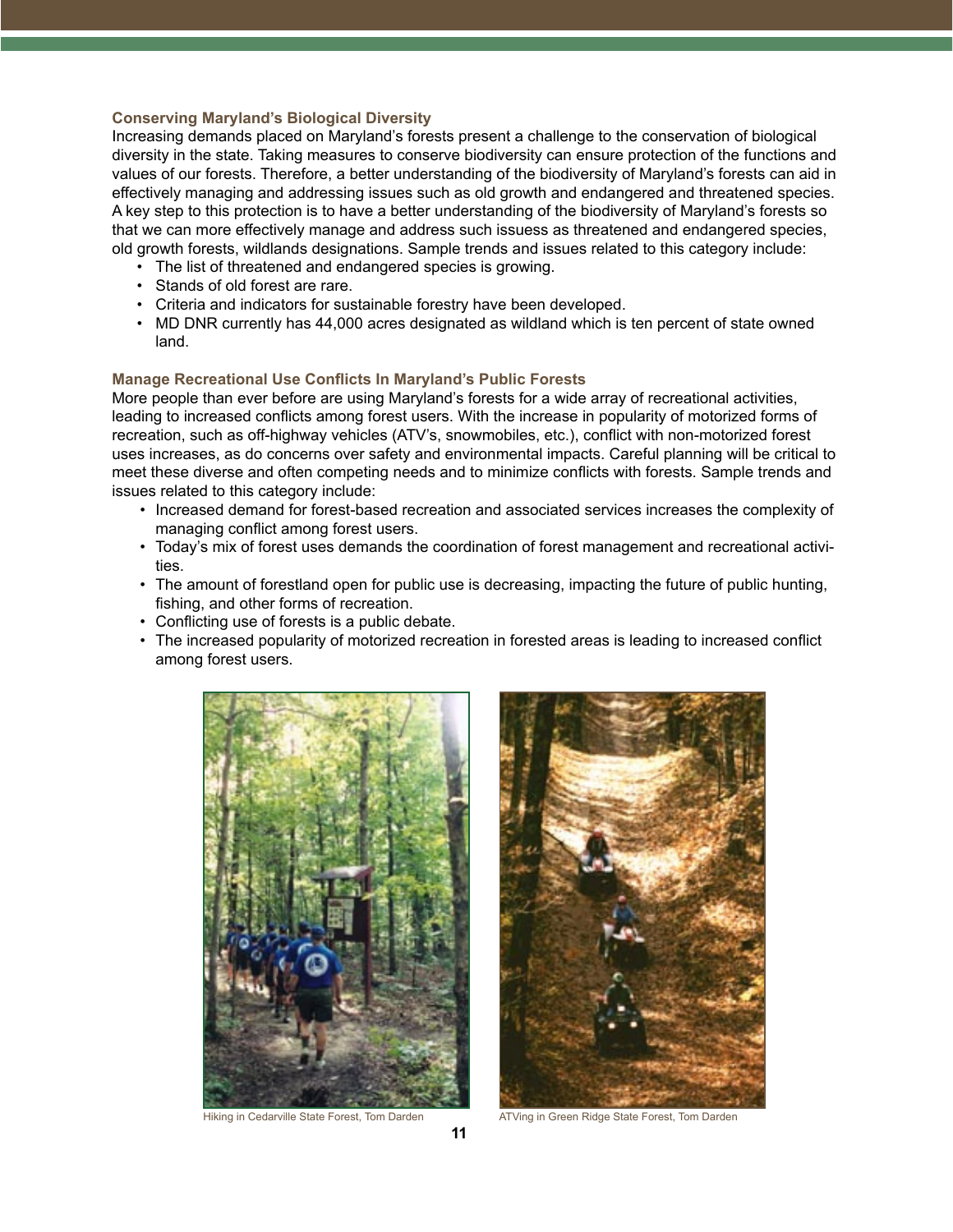### Conserving Maryland's Biological Diversity

Increasing demands placed on Maryland's forests present a challenge to the conservation of biological diversity in the state. Taking measures to conserve biodiversity can ensure protection of the functions and values of our forests. Therefore, a better understanding of the biodiversity of Maryland's forests can aid in effectively managing and addressing issues such as old growth and endangered and threatened species. A key step to this protection is to have a better understanding of the biodiversity of Maryland's forests so that we can more effectively manage and address such issuess as threatened and endangered species, old growth forests, wildlands designations. Sample trends and issues related to this category include:

- The list of threatened and endangered species is growing.
- Stands of old forest are rare.
- Criteria and indicators for sustainable forestry have been developed.
- MD DNR currently has 44,000 acres designated as wildland which is ten percent of state owned land.

### Manage Recreational Use Conflicts In Maryland's Public Forests

More people than ever before are using Maryland's forests for a wide array of recreational activities, leading to increased conflicts among forest users. With the increase in popularity of motorized forms of recreation, such as off-highway vehicles (ATV's, snowmobiles, etc.), conflict with non-motorized forest uses increases, as do concerns over safety and environmental impacts. Careful planning will be critical to meet these diverse and often competing needs and to minimize conflicts with forests. Sample trends and issues related to this category include:

- Increased demand for forest-based recreation and associated services increases the complexity of managing conflict among forest users.
- Today's mix of forest uses demands the coordination of forest management and recreational activities.
- The amount of forestland open for public use is decreasing, impacting the future of public hunting, fishing, and other forms of recreation.
- Conflicting use of forests is a public debate.
- The increased popularity of motorized recreation in forested areas is leading to increased conflict among forest users.

Hiking in Cedarville State Forest, Tom Darden

ATVing in Green Ridge State Forest, Tom Darden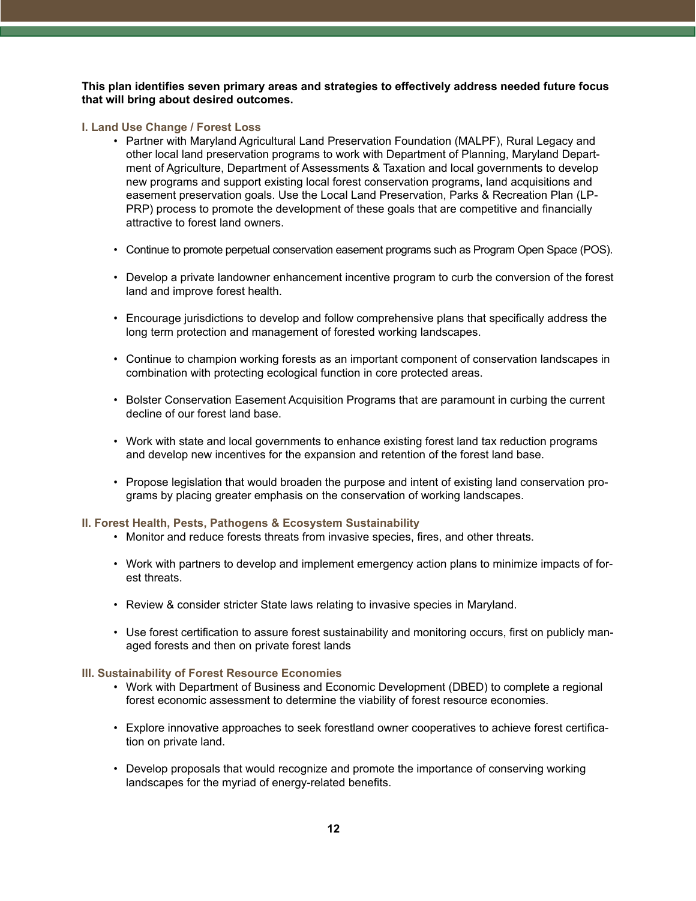**This plan identifies seven primary areas and strategies to effectively address needed future focus that will bring about desired outcomes.**

### I. Land Use Change / Forest Loss

- Partner with Maryland Agricultural Land Preservation Foundation (MALPF), Rural Legacy and other local land preservation programs to work with Department of Planning, Maryland Department of Agriculture, Department of Assessments & Taxation and local governments to develop new programs and support existing local forest conservation programs, land acquisitions and easement preservation goals. Use the Local Land Preservation, Parks & Recreation Plan (LPPRP) process to promote the development of these goals that are competitive and financially attractive to forest land owners.

- Continue to promote perpetual conservation easement programs such as Program Open Space (POS).

- Develop a private landowner enhancement incentive program to curb the conversion of the forest land and improve forest health.

- Encourage jurisdictions to develop and follow comprehensive plans that specifically address the long term protection and management of forested working landscapes.

- Continue to champion working forests as an important component of conservation landscapes in combination with protecting ecological function in core protected areas.

- Bolster Conservation Easement Acquisition Programs that are paramount in curbing the current decline of our forest land base.

- Work with state and local governments to enhance existing forest land tax reduction programs and develop new incentives for the expansion and retention of the forest land base.

- Propose legislation that would broaden the purpose and intent of existing land conservation programs by placing greater emphasis on the conservation of working landscapes.

### II. Forest Health, Pests, Pathogens & Ecosystem Sustainability

- Monitor and reduce forests threats from invasive species, fires, and other threats.

- Work with partners to develop and implement emergency action plans to minimize impacts of forest threats.

- Review & consider stricter State laws relating to invasive species in Maryland.

- Use forest certification to assure forest sustainability and monitoring occurs, first on publicly managed forests and then on private forest lands

### III. Sustainability of Forest Resource Economies

- Work with Department of Business and Economic Development (DBED) to complete a regional forest economic assessment to determine the viability of forest resource economies.

- Explore innovative approaches to seek forestland owner cooperatives to achieve forest certification on private land.

- Develop proposals that would recognize and promote the importance of conserving working landscapes for the myriad of energy-related benefits.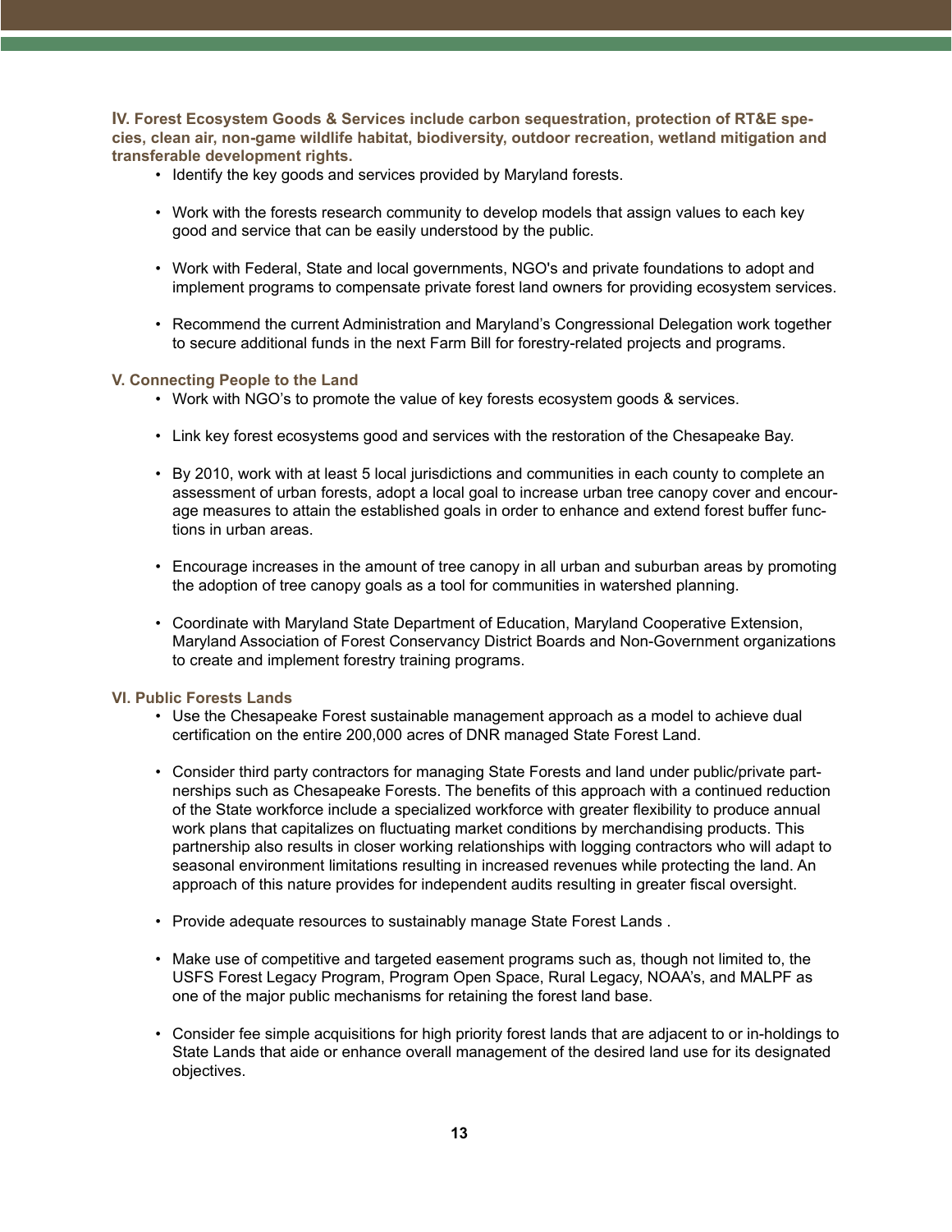**IV. Forest Ecosystem Goods & Services include carbon sequestration, protection of RT&E species, clean air, non-game wildlife habitat, biodiversity, outdoor recreation, wetland mitigation and transferable development rights.**

- Identify the key goods and services provided by Maryland forests.
- Work with the forests research community to develop models that assign values to each key good and service that can be easily understood by the public.
- Work with Federal, State and local governments, NGO's and private foundations to adopt and implement programs to compensate private forest land owners for providing ecosystem services.
- Recommend the current Administration and Maryland's Congressional Delegation work together to secure additional funds in the next Farm Bill for forestry-related projects and programs.

**V. Connecting People to the Land**

- Work with NGO's to promote the value of key forests ecosystem goods & services.
- Link key forest ecosystems good and services with the restoration of the Chesapeake Bay.
- By 2010, work with at least 5 local jurisdictions and communities in each county to complete an assessment of urban forests, adopt a local goal to increase urban tree canopy cover and encourage measures to attain the established goals in order to enhance and extend forest buffer functions in urban areas.
- Encourage increases in the amount of tree canopy in all urban and suburban areas by promoting the adoption of tree canopy goals as a tool for communities in watershed planning.
- Coordinate with Maryland State Department of Education, Maryland Cooperative Extension, Maryland Association of Forest Conservancy District Boards and Non-Government organizations to create and implement forestry training programs.

**VI. Public Forests Lands**

- Use the Chesapeake Forest sustainable management approach as a model to achieve dual certification on the entire 200,000 acres of DNR managed State Forest Land.
- Consider third party contractors for managing State Forests and land under public/private partnerships such as Chesapeake Forests. The benefits of this approach with a continued reduction of the State workforce include a specialized workforce with greater flexibility to produce annual work plans that capitalizes on fluctuating market conditions by merchandising products. This partnership also results in closer working relationships with logging contractors who will adapt to seasonal environment limitations resulting in increased revenues while protecting the land. An approach of this nature provides for independent audits resulting in greater fiscal oversight.
- Provide adequate resources to sustainably manage State Forest Lands .
- Make use of competitive and targeted easement programs such as, though not limited to, the USFS Forest Legacy Program, Program Open Space, Rural Legacy, NOAA's, and MALPF as one of the major public mechanisms for retaining the forest land base.
- Consider fee simple acquisitions for high priority forest lands that are adjacent to or in-holdings to State Lands that aide or enhance overall management of the desired land use for its designated objectives.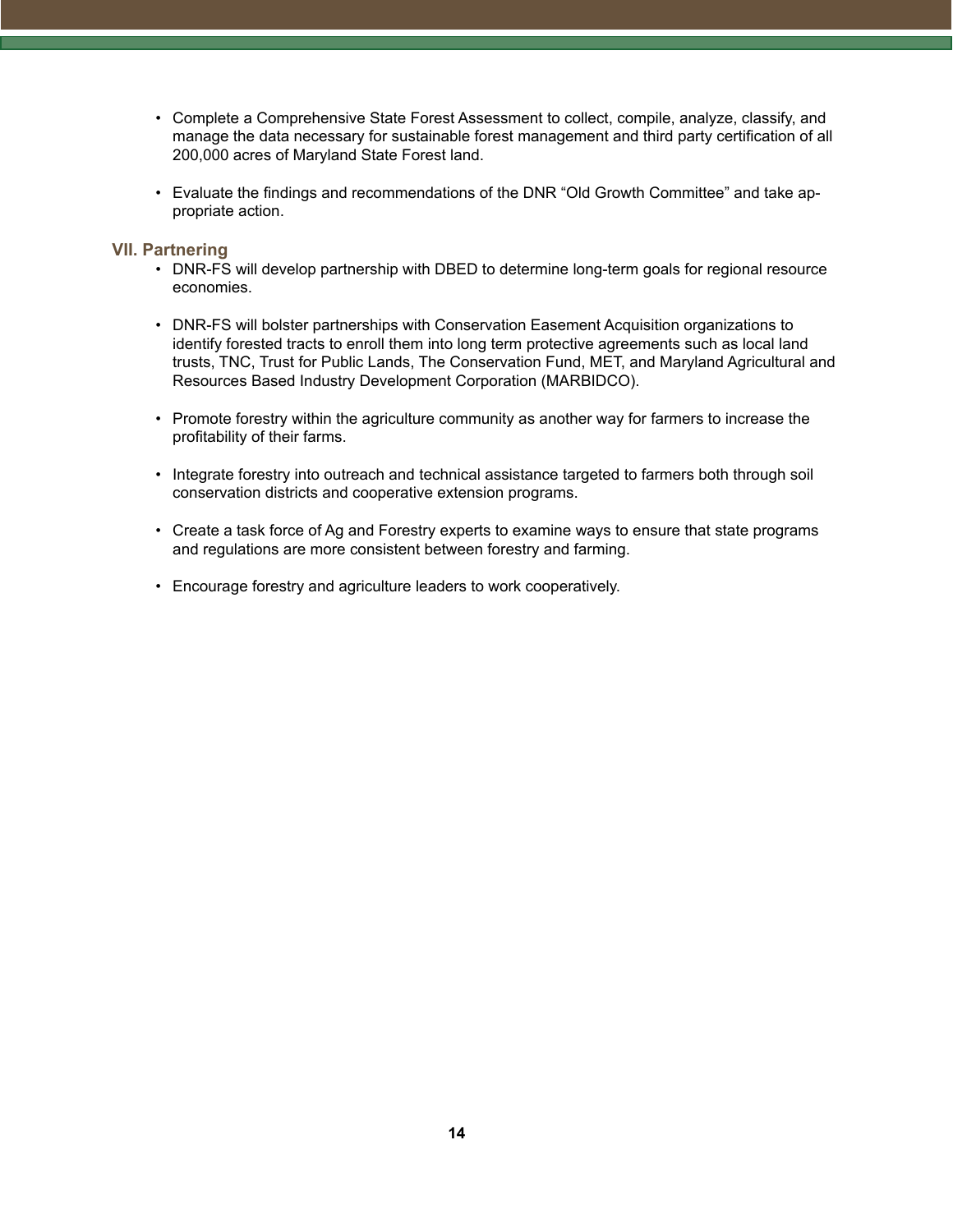- Complete a Comprehensive State Forest Assessment to collect, compile, analyze, classify, and manage the data necessary for sustainable forest management and third party certification of all 200,000 acres of Maryland State Forest land.

- Evaluate the findings and recommendations of the DNR "Old Growth Committee" and take appropriate action.

## VII. Partnering

- DNR-FS will develop partnership with DBED to determine long-term goals for regional resource economies.

- DNR-FS will bolster partnerships with Conservation Easement Acquisition organizations to identify forested tracts to enroll them into long term protective agreements such as local land trusts, TNC, Trust for Public Lands, The Conservation Fund, MET, and Maryland Agricultural and Resources Based Industry Development Corporation (MARBIDCO).

- Promote forestry within the agriculture community as another way for farmers to increase the profitability of their farms.

- Integrate forestry into outreach and technical assistance targeted to farmers both through soil conservation districts and cooperative extension programs.

- Create a task force of Ag and Forestry experts to examine ways to ensure that state programs and regulations are more consistent between forestry and farming.

- Encourage forestry and agriculture leaders to work cooperatively.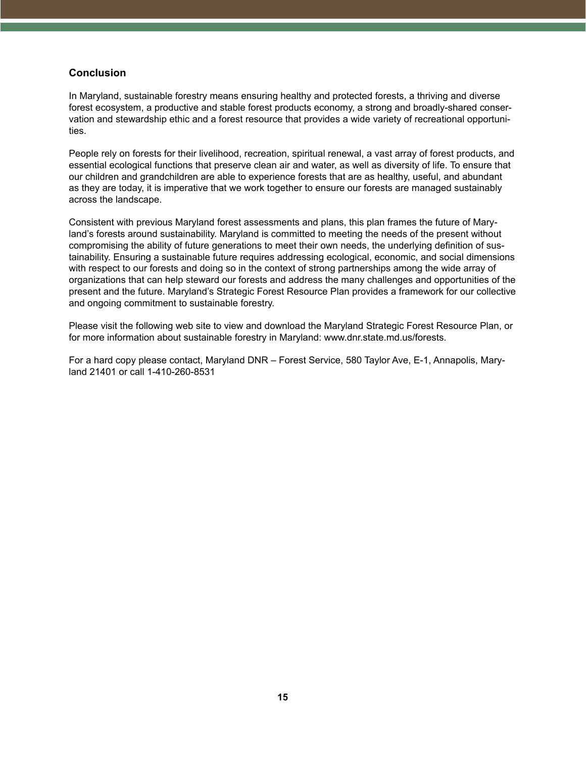## Conclusion

In Maryland, sustainable forestry means ensuring healthy and protected forests, a thriving and diverse forest ecosystem, a productive and stable forest products economy, a strong and broadly-shared conservation and stewardship ethic and a forest resource that provides a wide variety of recreational opportunities.

People rely on forests for their livelihood, recreation, spiritual renewal, a vast array of forest products, and essential ecological functions that preserve clean air and water, as well as diversity of life. To ensure that our children and grandchildren are able to experience forests that are as healthy, useful, and abundant as they are today, it is imperative that we work together to ensure our forests are managed sustainably across the landscape.

Consistent with previous Maryland forest assessments and plans, this plan frames the future of Maryland's forests around sustainability. Maryland is committed to meeting the needs of the present without compromising the ability of future generations to meet their own needs, the underlying definition of sustainability. Ensuring a sustainable future requires addressing ecological, economic, and social dimensions with respect to our forests and doing so in the context of strong partnerships among the wide array of organizations that can help steward our forests and address the many challenges and opportunities of the present and the future. Maryland's Strategic Forest Resource Plan provides a framework for our collective and ongoing commitment to sustainable forestry.

Please visit the following web site to view and download the Maryland Strategic Forest Resource Plan, or for more information about sustainable forestry in Maryland: www.dnr.state.md.us/forests.

For a hard copy please contact, Maryland DNR – Forest Service, 580 Taylor Ave, E-1, Annapolis, Maryland 21401 or call 1-410-260-8531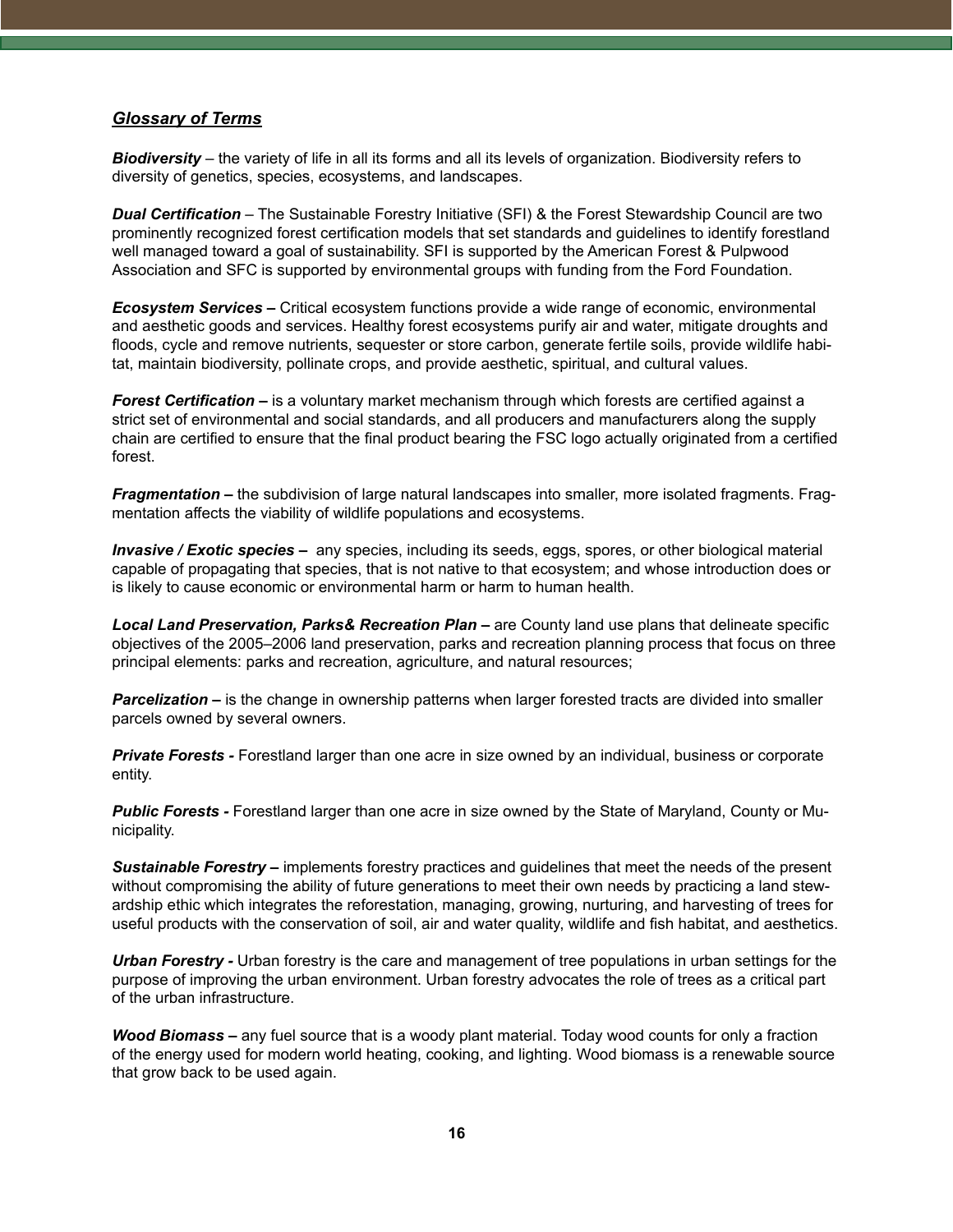## ***Glossary of Terms***

***Biodiversity*** – the variety of life in all its forms and all its levels of organization. Biodiversity refers to diversity of genetics, species, ecosystems, and landscapes.

***Dual Certification*** – The Sustainable Forestry Initiative (SFI) & the Forest Stewardship Council are two prominently recognized forest certification models that set standards and guidelines to identify forestland well managed toward a goal of sustainability. SFI is supported by the American Forest & Pulpwood Association and SFC is supported by environmental groups with funding from the Ford Foundation.

***Ecosystem Services –*** Critical ecosystem functions provide a wide range of economic, environmental and aesthetic goods and services. Healthy forest ecosystems purify air and water, mitigate droughts and floods, cycle and remove nutrients, sequester or store carbon, generate fertile soils, provide wildlife habitat, maintain biodiversity, pollinate crops, and provide aesthetic, spiritual, and cultural values.

***Forest Certification –*** is a voluntary market mechanism through which forests are certified against a strict set of environmental and social standards, and all producers and manufacturers along the supply chain are certified to ensure that the final product bearing the FSC logo actually originated from a certified forest.

***Fragmentation –*** the subdivision of large natural landscapes into smaller, more isolated fragments. Fragmentation affects the viability of wildlife populations and ecosystems.

***Invasive / Exotic species –*** any species, including its seeds, eggs, spores, or other biological material capable of propagating that species, that is not native to that ecosystem; and whose introduction does or is likely to cause economic or environmental harm or harm to human health.

***Local Land Preservation, Parks& Recreation Plan –*** are County land use plans that delineate specific objectives of the 2005–2006 land preservation, parks and recreation planning process that focus on three principal elements: parks and recreation, agriculture, and natural resources;

***Parcelization –*** is the change in ownership patterns when larger forested tracts are divided into smaller parcels owned by several owners.

***Private Forests -*** Forestland larger than one acre in size owned by an individual, business or corporate entity.

***Public Forests -*** Forestland larger than one acre in size owned by the State of Maryland, County or Municipality.

***Sustainable Forestry –*** implements forestry practices and guidelines that meet the needs of the present without compromising the ability of future generations to meet their own needs by practicing a land stewardship ethic which integrates the reforestation, managing, growing, nurturing, and harvesting of trees for useful products with the conservation of soil, air and water quality, wildlife and fish habitat, and aesthetics.

***Urban Forestry -*** Urban forestry is the care and management of tree populations in urban settings for the purpose of improving the urban environment. Urban forestry advocates the role of trees as a critical part of the urban infrastructure.

***Wood Biomass –*** any fuel source that is a woody plant material. Today wood counts for only a fraction of the energy used for modern world heating, cooking, and lighting. Wood biomass is a renewable source that grow back to be used again.